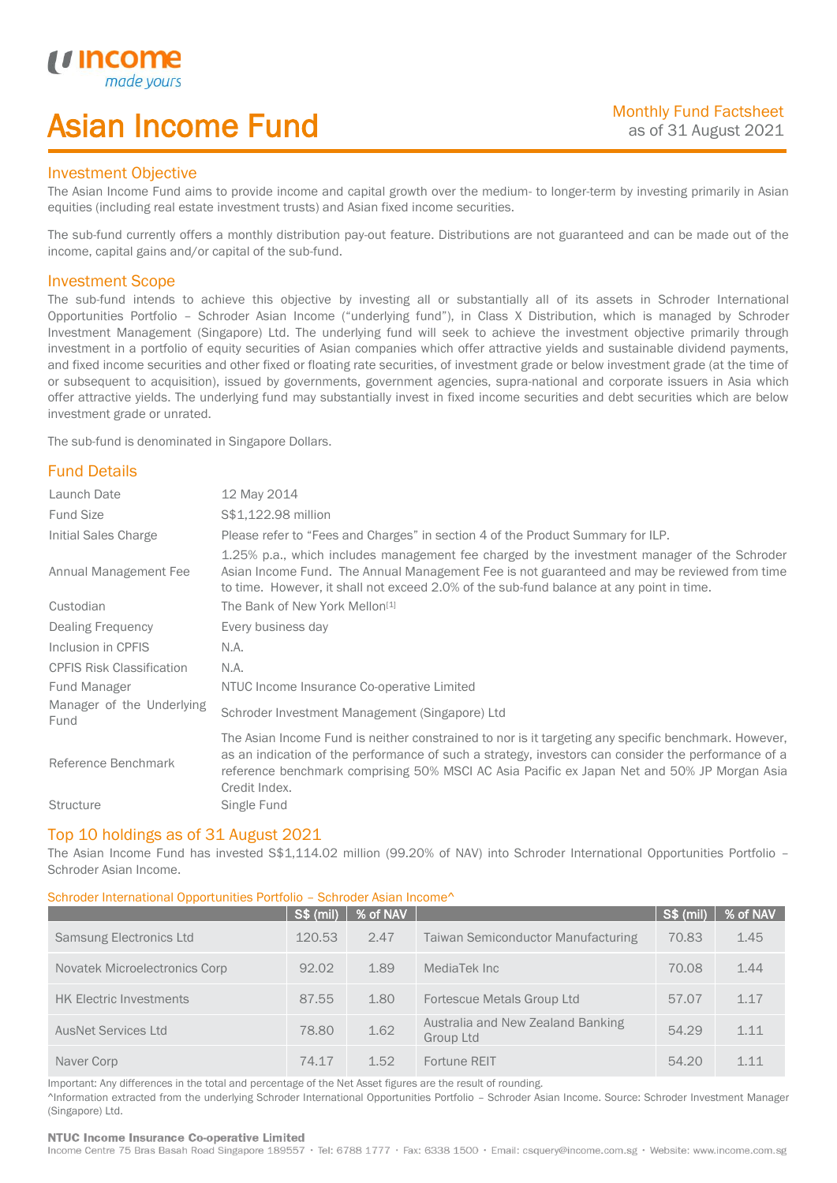# Asian Income Fund

Monthly Fund Factsheet
as of 31 August 2021

## Investment Objective

The Asian Income Fund aims to provide income and capital growth over the medium- to longer-term by investing primarily in Asian equities (including real estate investment trusts) and Asian fixed income securities.

The sub-fund currently offers a monthly distribution pay-out feature. Distributions are not guaranteed and can be made out of the income, capital gains and/or capital of the sub-fund.

## Investment Scope

The sub-fund intends to achieve this objective by investing all or substantially all of its assets in Schroder International Opportunities Portfolio – Schroder Asian Income ("underlying fund"), in Class X Distribution, which is managed by Schroder Investment Management (Singapore) Ltd. The underlying fund will seek to achieve the investment objective primarily through investment in a portfolio of equity securities of Asian companies which offer attractive yields and sustainable dividend payments, and fixed income securities and other fixed or floating rate securities, of investment grade or below investment grade (at the time of or subsequent to acquisition), issued by governments, government agencies, supra-national and corporate issuers in Asia which offer attractive yields. The underlying fund may substantially invest in fixed income securities and debt securities which are below investment grade or unrated.

The sub-fund is denominated in Singapore Dollars.

## Fund Details

| | |
|---|---|
| Launch Date | 12 May 2014 |
| Fund Size | S$1,122.98 million |
| Initial Sales Charge | Please refer to "Fees and Charges" in section 4 of the Product Summary for ILP. |
| Annual Management Fee | 1.25% p.a., which includes management fee charged by the investment manager of the Schroder Asian Income Fund. The Annual Management Fee is not guaranteed and may be reviewed from time to time. However, it shall not exceed 2.0% of the sub-fund balance at any point in time. |
| Custodian | The Bank of New York Mellon[1] |
| Dealing Frequency | Every business day |
| Inclusion in CPFIS | N.A. |
| CPFIS Risk Classification | N.A. |
| Fund Manager | NTUC Income Insurance Co-operative Limited |
| Manager of the Underlying Fund | Schroder Investment Management (Singapore) Ltd |
| Reference Benchmark | The Asian Income Fund is neither constrained to nor is it targeting any specific benchmark. However, as an indication of the performance of such a strategy, investors can consider the performance of a reference benchmark comprising 50% MSCI AC Asia Pacific ex Japan Net and 50% JP Morgan Asia Credit Index. |
| Structure | Single Fund |

## Top 10 holdings as of 31 August 2021

The Asian Income Fund has invested S$1,114.02 million (99.20% of NAV) into Schroder International Opportunities Portfolio – Schroder Asian Income.

Schroder International Opportunities Portfolio – Schroder Asian Income^

| | S$ (mil) | % of NAV | | S$ (mil) | % of NAV |
|---|---|---|---|---|---|
| Samsung Electronics Ltd | 120.53 | 2.47 | Taiwan Semiconductor Manufacturing | 70.83 | 1.45 |
| Novatek Microelectronics Corp | 92.02 | 1.89 | MediaTek Inc | 70.08 | 1.44 |
| HK Electric Investments | 87.55 | 1.80 | Fortescue Metals Group Ltd | 57.07 | 1.17 |
| AusNet Services Ltd | 78.80 | 1.62 | Australia and New Zealand Banking Group Ltd | 54.29 | 1.11 |
| Naver Corp | 74.17 | 1.52 | Fortune REIT | 54.20 | 1.11 |

Important: Any differences in the total and percentage of the Net Asset figures are the result of rounding.

^Information extracted from the underlying Schroder International Opportunities Portfolio – Schroder Asian Income. Source: Schroder Investment Manager (Singapore) Ltd.

**NTUC Income Insurance Co-operative Limited**
Income Centre 75 Bras Basah Road Singapore 189557 • Tel: 6788 1777 • Fax: 6338 1500 • Email: csquery@income.com.sg • Website: www.income.com.sg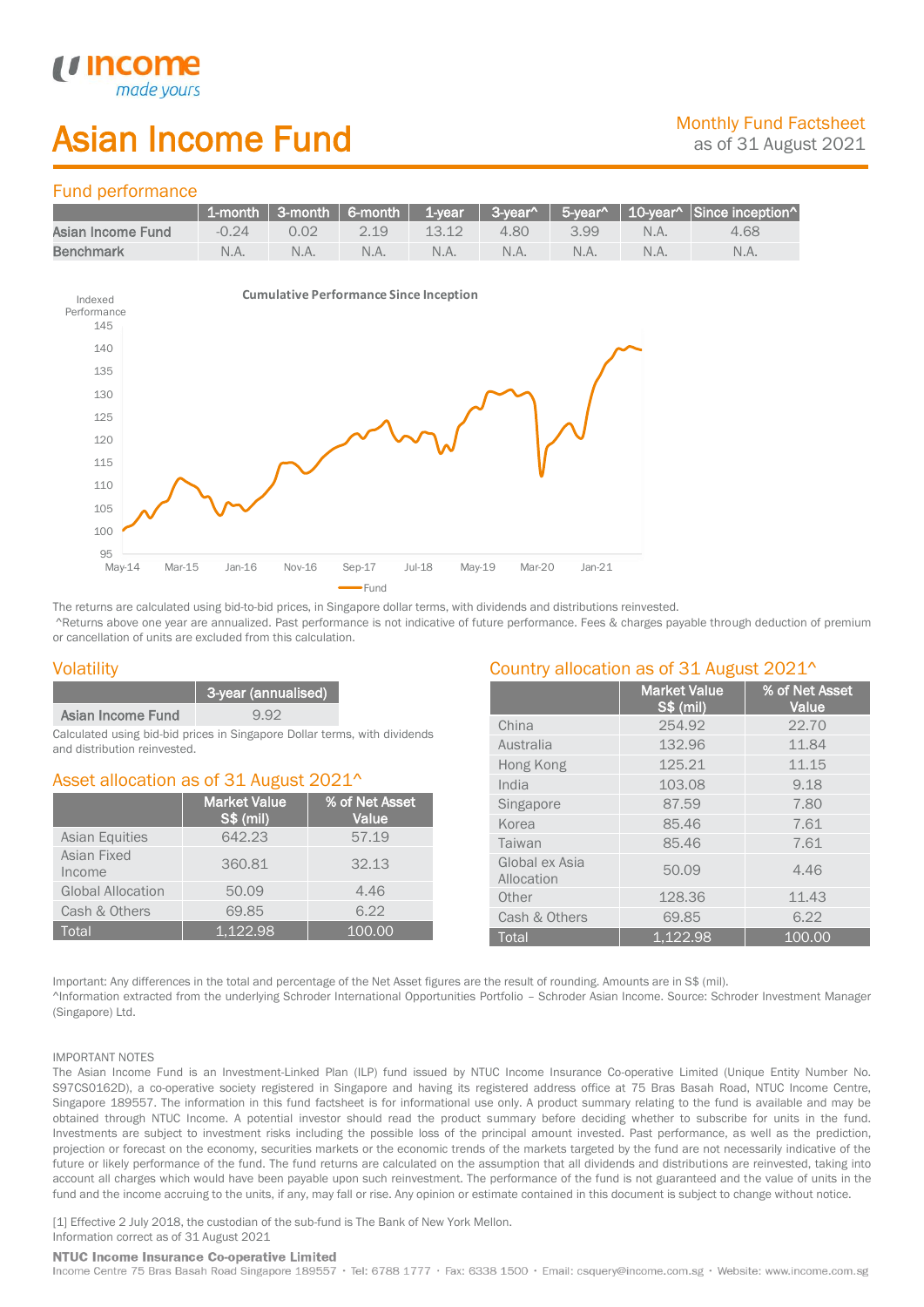income
made yours

# Asian Income Fund

Monthly Fund Factsheet
as of 31 August 2021

## Fund performance

| | 1-month | 3-month | 6-month | 1-year | 3-year^ | 5-year^ | 10-year^ | Since inception^ |
|---|---|---|---|---|---|---|---|---|
| Asian Income Fund | -0.24 | 0.02 | 2.19 | 13.12 | 4.80 | 3.99 | N.A. | 4.68 |
| Benchmark | N.A. | N.A. | N.A. | N.A. | N.A. | N.A. | N.A. | N.A. |

Cumulative Performance Since Inception

Indexed Performance

145
140
135
130
125
120
115
110
105
100
95

May-14 Mar-15 Jan-16 Nov-16 Sep-17 Jul-18 May-19 Mar-20 Jan-21

Fund

The returns are calculated using bid-to-bid prices, in Singapore dollar terms, with dividends and distributions reinvested.
^Returns above one year are annualized. Past performance is not indicative of future performance. Fees & charges payable through deduction of premium or cancellation of units are excluded from this calculation.

## Volatility

| | 3-year (annualised) |
|---|---|
| Asian Income Fund | 9.92 |

Calculated using bid-bid prices in Singapore Dollar terms, with dividends and distribution reinvested.

## Asset allocation as of 31 August 2021^

| | Market Value S$ (mil) | % of Net Asset Value |
|---|---|---|
| Asian Equities | 642.23 | 57.19 |
| Asian Fixed Income | 360.81 | 32.13 |
| Global Allocation | 50.09 | 4.46 |
| Cash & Others | 69.85 | 6.22 |
| Total | 1,122.98 | 100.00 |

## Country allocation as of 31 August 2021^

| | Market Value S$ (mil) | % of Net Asset Value |
|---|---|---|
| China | 254.92 | 22.70 |
| Australia | 132.96 | 11.84 |
| Hong Kong | 125.21 | 11.15 |
| India | 103.08 | 9.18 |
| Singapore | 87.59 | 7.80 |
| Korea | 85.46 | 7.61 |
| Taiwan | 85.46 | 7.61 |
| Global ex Asia Allocation | 50.09 | 4.46 |
| Other | 128.36 | 11.43 |
| Cash & Others | 69.85 | 6.22 |
| Total | 1,122.98 | 100.00 |

Important: Any differences in the total and percentage of the Net Asset figures are the result of rounding. Amounts are in S$ (mil).
^Information extracted from the underlying Schroder International Opportunities Portfolio – Schroder Asian Income. Source: Schroder Investment Manager (Singapore) Ltd.

IMPORTANT NOTES
The Asian Income Fund is an Investment-Linked Plan (ILP) fund issued by NTUC Income Insurance Co-operative Limited (Unique Entity Number No. S97CS0162D), a co-operative society registered in Singapore and having its registered address office at 75 Bras Basah Road, NTUC Income Centre, Singapore 189557. The information in this fund factsheet is for informational use only. A product summary relating to the fund is available and may be obtained through NTUC Income. A potential investor should read the product summary before deciding whether to subscribe for units in the fund. Investments are subject to investment risks including the possible loss of the principal amount invested. Past performance, as well as the prediction, projection or forecast on the economy, securities markets or the economic trends of the markets targeted by the fund are not necessarily indicative of the future or likely performance of the fund. The fund returns are calculated on the assumption that all dividends and distributions are reinvested, taking into account all charges which would have been payable upon such reinvestment. The performance of the fund is not guaranteed and the value of units in the fund and the income accruing to the units, if any, may fall or rise. Any opinion or estimate contained in this document is subject to change without notice.

[1] Effective 2 July 2018, the custodian of the sub-fund is The Bank of New York Mellon.
Information correct as of 31 August 2021

**NTUC Income Insurance Co-operative Limited**
Income Centre 75 Bras Basah Road Singapore 189557 · Tel: 6788 1777 · Fax: 6338 1500 · Email: csquery@income.com.sg · Website: www.income.com.sg